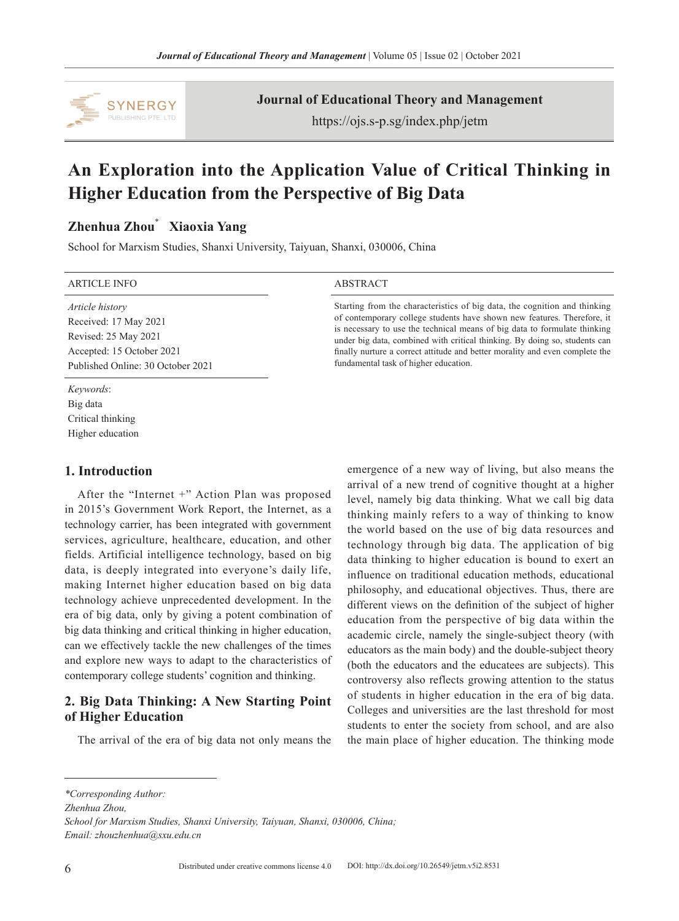# An Exploration into the Application Value of Critical Thinking in Higher Education from the Perspective of Big Data

**Zhenhua Zhou*** **Xiaoxia Yang**

School for Marxism Studies, Shanxi University, Taiyuan, Shanxi, 030006, China

ARTICLE INFO

*Article history*
Received: 17 May 2021
Revised: 25 May 2021
Accepted: 15 October 2021
Published Online: 30 October 2021

*Keywords*:
Big data
Critical thinking
Higher education

ABSTRACT

Starting from the characteristics of big data, the cognition and thinking of contemporary college students have shown new features. Therefore, it is necessary to use the technical means of big data to formulate thinking under big data, combined with critical thinking. By doing so, students can finally nurture a correct attitude and better morality and even complete the fundamental task of higher education.

## 1. Introduction

After the "Internet +" Action Plan was proposed in 2015's Government Work Report, the Internet, as a technology carrier, has been integrated with government services, agriculture, healthcare, education, and other fields. Artificial intelligence technology, based on big data, is deeply integrated into everyone's daily life, making Internet higher education based on big data technology achieve unprecedented development. In the era of big data, only by giving a potent combination of big data thinking and critical thinking in higher education, can we effectively tackle the new challenges of the times and explore new ways to adapt to the characteristics of contemporary college students' cognition and thinking.

## 2. Big Data Thinking: A New Starting Point of Higher Education

The arrival of the era of big data not only means the emergence of a new way of living, but also means the arrival of a new trend of cognitive thought at a higher level, namely big data thinking. What we call big data thinking mainly refers to a way of thinking to know the world based on the use of big data resources and technology through big data. The application of big data thinking to higher education is bound to exert an influence on traditional education methods, educational philosophy, and educational objectives. Thus, there are different views on the definition of the subject of higher education from the perspective of big data within the academic circle, namely the single-subject theory (with educators as the main body) and the double-subject theory (both the educators and the educatees are subjects). This controversy also reflects growing attention to the status of students in higher education in the era of big data. Colleges and universities are the last threshold for most students to enter the society from school, and are also the main place of higher education. The thinking mode

*Corresponding Author:
Zhenhua Zhou,
School for Marxism Studies, Shanxi University, Taiyuan, Shanxi, 030006, China;
Email: zhouzhenhua@sxu.edu.cn*

Distributed under creative commons license 4.0 DOI: http://dx.doi.org/10.26549/jetm.v5i2.8531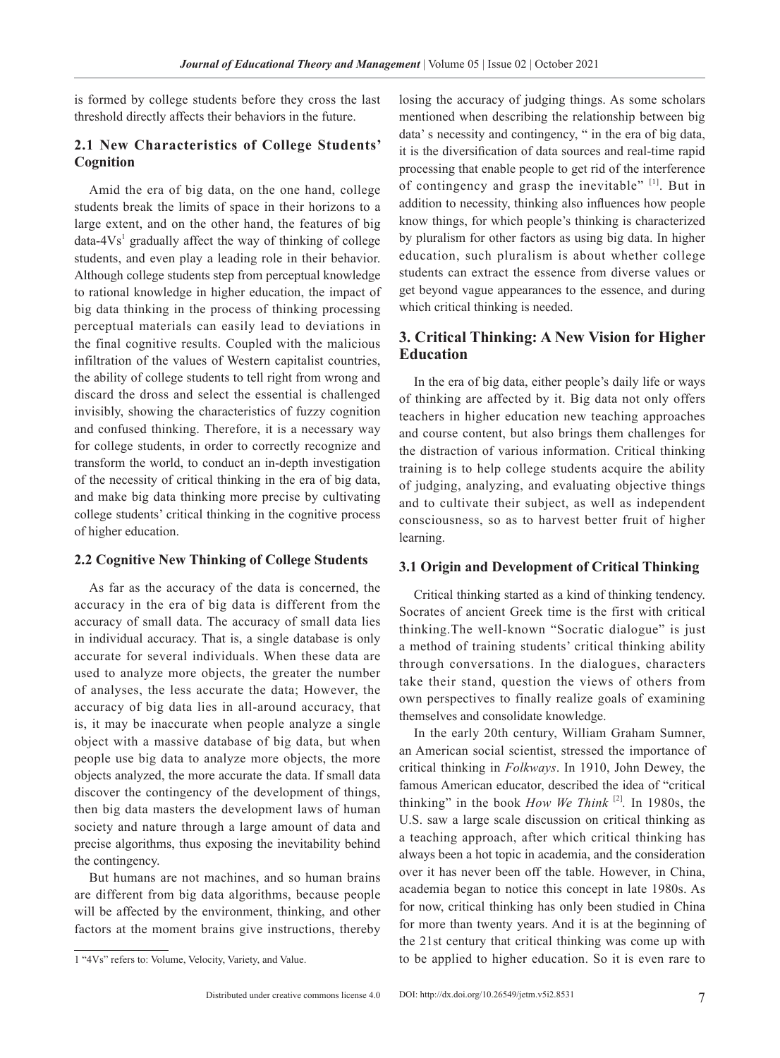is formed by college students before they cross the last threshold directly affects their behaviors in the future.

### 2.1 New Characteristics of College Students' Cognition

Amid the era of big data, on the one hand, college students break the limits of space in their horizons to a large extent, and on the other hand, the features of big data-4Vs[1] gradually affect the way of thinking of college students, and even play a leading role in their behavior. Although college students step from perceptual knowledge to rational knowledge in higher education, the impact of big data thinking in the process of thinking processing perceptual materials can easily lead to deviations in the final cognitive results. Coupled with the malicious infiltration of the values of Western capitalist countries, the ability of college students to tell right from wrong and discard the dross and select the essential is challenged invisibly, showing the characteristics of fuzzy cognition and confused thinking. Therefore, it is a necessary way for college students, in order to correctly recognize and transform the world, to conduct an in-depth investigation of the necessity of critical thinking in the era of big data, and make big data thinking more precise by cultivating college students' critical thinking in the cognitive process of higher education.

### 2.2 Cognitive New Thinking of College Students

As far as the accuracy of the data is concerned, the accuracy in the era of big data is different from the accuracy of small data. The accuracy of small data lies in individual accuracy. That is, a single database is only accurate for several individuals. When these data are used to analyze more objects, the greater the number of analyses, the less accurate the data; However, the accuracy of big data lies in all-around accuracy, that is, it may be inaccurate when people analyze a single object with a massive database of big data, but when people use big data to analyze more objects, the more objects analyzed, the more accurate the data. If small data discover the contingency of the development of things, then big data masters the development laws of human society and nature through a large amount of data and precise algorithms, thus exposing the inevitability behind the contingency.

But humans are not machines, and so human brains are different from big data algorithms, because people will be affected by the environment, thinking, and other factors at the moment brains give instructions, thereby losing the accuracy of judging things. As some scholars mentioned when describing the relationship between big data' s necessity and contingency, " in the era of big data, it is the diversification of data sources and real-time rapid processing that enable people to get rid of the interference of contingency and grasp the inevitable" [1]. But in addition to necessity, thinking also influences how people know things, for which people's thinking is characterized by pluralism for other factors as using big data. In higher education, such pluralism is about whether college students can extract the essence from diverse values or get beyond vague appearances to the essence, and during which critical thinking is needed.

## 3. Critical Thinking: A New Vision for Higher Education

In the era of big data, either people's daily life or ways of thinking are affected by it. Big data not only offers teachers in higher education new teaching approaches and course content, but also brings them challenges for the distraction of various information. Critical thinking training is to help college students acquire the ability of judging, analyzing, and evaluating objective things and to cultivate their subject, as well as independent consciousness, so as to harvest better fruit of higher learning.

### 3.1 Origin and Development of Critical Thinking

Critical thinking started as a kind of thinking tendency. Socrates of ancient Greek time is the first with critical thinking.The well-known "Socratic dialogue" is just a method of training students' critical thinking ability through conversations. In the dialogues, characters take their stand, question the views of others from own perspectives to finally realize goals of examining themselves and consolidate knowledge.

In the early 20th century, William Graham Sumner, an American social scientist, stressed the importance of critical thinking in *Folkways*. In 1910, John Dewey, the famous American educator, described the idea of "critical thinking" in the book *How We Think* [2]. In 1980s, the U.S. saw a large scale discussion on critical thinking as a teaching approach, after which critical thinking has always been a hot topic in academia, and the consideration over it has never been off the table. However, in China, academia began to notice this concept in late 1980s. As for now, critical thinking has only been studied in China for more than twenty years. And it is at the beginning of the 21st century that critical thinking was come up with to be applied to higher education. So it is even rare to

1 "4Vs" refers to: Volume, Velocity, Variety, and Value.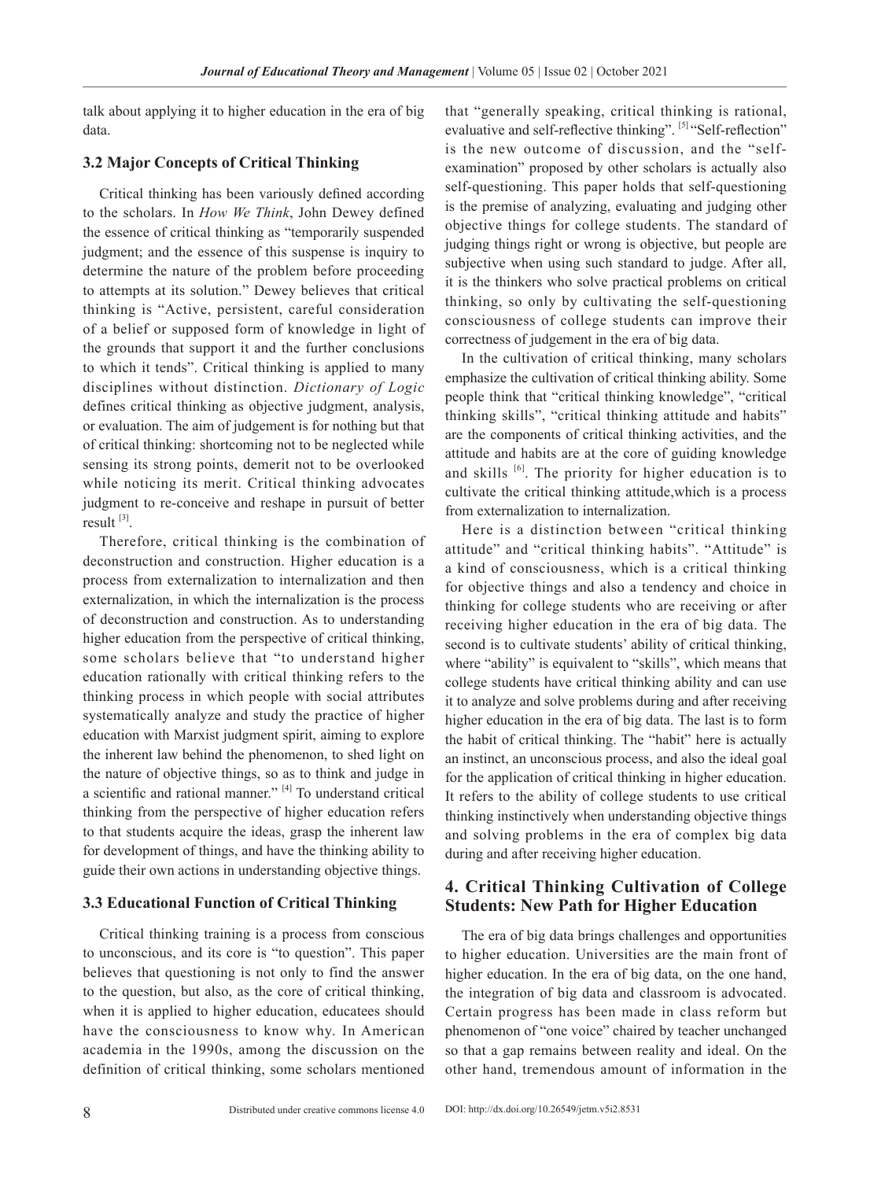talk about applying it to higher education in the era of big data.

### 3.2 Major Concepts of Critical Thinking

Critical thinking has been variously defined according to the scholars. In *How We Think*, John Dewey defined the essence of critical thinking as "temporarily suspended judgment; and the essence of this suspense is inquiry to determine the nature of the problem before proceeding to attempts at its solution." Dewey believes that critical thinking is "Active, persistent, careful consideration of a belief or supposed form of knowledge in light of the grounds that support it and the further conclusions to which it tends". Critical thinking is applied to many disciplines without distinction. *Dictionary of Logic* defines critical thinking as objective judgment, analysis, or evaluation. The aim of judgement is for nothing but that of critical thinking: shortcoming not to be neglected while sensing its strong points, demerit not to be overlooked while noticing its merit. Critical thinking advocates judgment to re-conceive and reshape in pursuit of better result [3].

Therefore, critical thinking is the combination of deconstruction and construction. Higher education is a process from externalization to internalization and then externalization, in which the internalization is the process of deconstruction and construction. As to understanding higher education from the perspective of critical thinking, some scholars believe that "to understand higher education rationally with critical thinking refers to the thinking process in which people with social attributes systematically analyze and study the practice of higher education with Marxist judgment spirit, aiming to explore the inherent law behind the phenomenon, to shed light on the nature of objective things, so as to think and judge in a scientific and rational manner." [4] To understand critical thinking from the perspective of higher education refers to that students acquire the ideas, grasp the inherent law for development of things, and have the thinking ability to guide their own actions in understanding objective things.

### 3.3 Educational Function of Critical Thinking

Critical thinking training is a process from conscious to unconscious, and its core is "to question". This paper believes that questioning is not only to find the answer to the question, but also, as the core of critical thinking, when it is applied to higher education, educatees should have the consciousness to know why. In American academia in the 1990s, among the discussion on the definition of critical thinking, some scholars mentioned that "generally speaking, critical thinking is rational, evaluative and self-reflective thinking". [5] "Self-reflection" is the new outcome of discussion, and the "self-examination" proposed by other scholars is actually also self-questioning. This paper holds that self-questioning is the premise of analyzing, evaluating and judging other objective things for college students. The standard of judging things right or wrong is objective, but people are subjective when using such standard to judge. After all, it is the thinkers who solve practical problems on critical thinking, so only by cultivating the self-questioning consciousness of college students can improve their correctness of judgement in the era of big data.

In the cultivation of critical thinking, many scholars emphasize the cultivation of critical thinking ability. Some people think that "critical thinking knowledge", "critical thinking skills", "critical thinking attitude and habits" are the components of critical thinking activities, and the attitude and habits are at the core of guiding knowledge and skills [6]. The priority for higher education is to cultivate the critical thinking attitude,which is a process from externalization to internalization.

Here is a distinction between "critical thinking attitude" and "critical thinking habits". "Attitude" is a kind of consciousness, which is a critical thinking for objective things and also a tendency and choice in thinking for college students who are receiving or after receiving higher education in the era of big data. The second is to cultivate students' ability of critical thinking, where "ability" is equivalent to "skills", which means that college students have critical thinking ability and can use it to analyze and solve problems during and after receiving higher education in the era of big data. The last is to form the habit of critical thinking. The "habit" here is actually an instinct, an unconscious process, and also the ideal goal for the application of critical thinking in higher education. It refers to the ability of college students to use critical thinking instinctively when understanding objective things and solving problems in the era of complex big data during and after receiving higher education.

## 4. Critical Thinking Cultivation of College Students: New Path for Higher Education

The era of big data brings challenges and opportunities to higher education. Universities are the main front of higher education. In the era of big data, on the one hand, the integration of big data and classroom is advocated. Certain progress has been made in class reform but phenomenon of "one voice" chaired by teacher unchanged so that a gap remains between reality and ideal. On the other hand, tremendous amount of information in the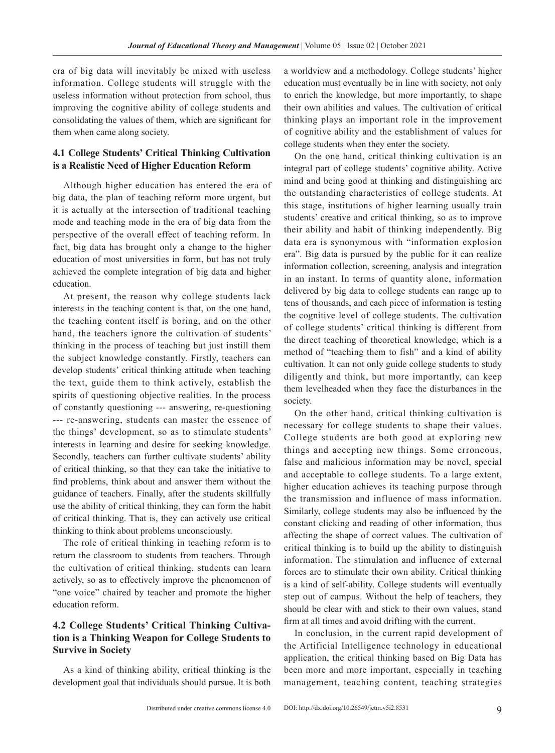era of big data will inevitably be mixed with useless information. College students will struggle with the useless information without protection from school, thus improving the cognitive ability of college students and consolidating the values of them, which are significant for them when came along society.

### 4.1 College Students' Critical Thinking Cultivation is a Realistic Need of Higher Education Reform

Although higher education has entered the era of big data, the plan of teaching reform more urgent, but it is actually at the intersection of traditional teaching mode and teaching mode in the era of big data from the perspective of the overall effect of teaching reform. In fact, big data has brought only a change to the higher education of most universities in form, but has not truly achieved the complete integration of big data and higher education.

At present, the reason why college students lack interests in the teaching content is that, on the one hand, the teaching content itself is boring, and on the other hand, the teachers ignore the cultivation of students' thinking in the process of teaching but just instill them the subject knowledge constantly. Firstly, teachers can develop students' critical thinking attitude when teaching the text, guide them to think actively, establish the spirits of questioning objective realities. In the process of constantly questioning --- answering, re-questioning --- re-answering, students can master the essence of the things' development, so as to stimulate students' interests in learning and desire for seeking knowledge. Secondly, teachers can further cultivate students' ability of critical thinking, so that they can take the initiative to find problems, think about and answer them without the guidance of teachers. Finally, after the students skillfully use the ability of critical thinking, they can form the habit of critical thinking. That is, they can actively use critical thinking to think about problems unconsciously.

The role of critical thinking in teaching reform is to return the classroom to students from teachers. Through the cultivation of critical thinking, students can learn actively, so as to effectively improve the phenomenon of "one voice" chaired by teacher and promote the higher education reform.

### 4.2 College Students' Critical Thinking Cultivation is a Thinking Weapon for College Students to Survive in Society

As a kind of thinking ability, critical thinking is the development goal that individuals should pursue. It is both a worldview and a methodology. College students' higher education must eventually be in line with society, not only to enrich the knowledge, but more importantly, to shape their own abilities and values. The cultivation of critical thinking plays an important role in the improvement of cognitive ability and the establishment of values for college students when they enter the society.

On the one hand, critical thinking cultivation is an integral part of college students' cognitive ability. Active mind and being good at thinking and distinguishing are the outstanding characteristics of college students. At this stage, institutions of higher learning usually train students' creative and critical thinking, so as to improve their ability and habit of thinking independently. Big data era is synonymous with "information explosion era". Big data is pursued by the public for it can realize information collection, screening, analysis and integration in an instant. In terms of quantity alone, information delivered by big data to college students can range up to tens of thousands, and each piece of information is testing the cognitive level of college students. The cultivation of college students' critical thinking is different from the direct teaching of theoretical knowledge, which is a method of "teaching them to fish" and a kind of ability cultivation. It can not only guide college students to study diligently and think, but more importantly, can keep them levelheaded when they face the disturbances in the society.

On the other hand, critical thinking cultivation is necessary for college students to shape their values. College students are both good at exploring new things and accepting new things. Some erroneous, false and malicious information may be novel, special and acceptable to college students. To a large extent, higher education achieves its teaching purpose through the transmission and influence of mass information. Similarly, college students may also be influenced by the constant clicking and reading of other information, thus affecting the shape of correct values. The cultivation of critical thinking is to build up the ability to distinguish information. The stimulation and influence of external forces are to stimulate their own ability. Critical thinking is a kind of self-ability. College students will eventually step out of campus. Without the help of teachers, they should be clear with and stick to their own values, stand firm at all times and avoid drifting with the current.

In conclusion, in the current rapid development of the Artificial Intelligence technology in educational application, the critical thinking based on Big Data has been more and more important, especially in teaching management, teaching content, teaching strategies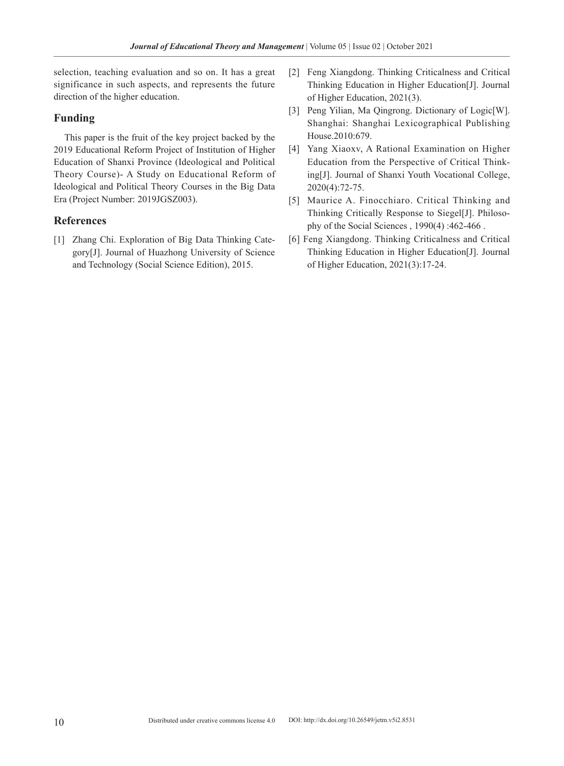selection, teaching evaluation and so on. It has a great significance in such aspects, and represents the future direction of the higher education.

## Funding

This paper is the fruit of the key project backed by the 2019 Educational Reform Project of Institution of Higher Education of Shanxi Province (Ideological and Political Theory Course)- A Study on Educational Reform of Ideological and Political Theory Courses in the Big Data Era (Project Number: 2019JGSZ003).

## References

[1] Zhang Chi. Exploration of Big Data Thinking Category[J]. Journal of Huazhong University of Science and Technology (Social Science Edition), 2015.

[2] Feng Xiangdong. Thinking Criticalness and Critical Thinking Education in Higher Education[J]. Journal of Higher Education, 2021(3).

[3] Peng Yilian, Ma Qingrong. Dictionary of Logic[W]. Shanghai: Shanghai Lexicographical Publishing House.2010:679.

[4] Yang Xiaoxv, A Rational Examination on Higher Education from the Perspective of Critical Thinking[J]. Journal of Shanxi Youth Vocational College, 2020(4):72-75.

[5] Maurice A. Finocchiaro. Critical Thinking and Thinking Critically Response to Siegel[J]. Philosophy of the Social Sciences , 1990(4) :462-466 .

[6] Feng Xiangdong. Thinking Criticalness and Critical Thinking Education in Higher Education[J]. Journal of Higher Education, 2021(3):17-24.